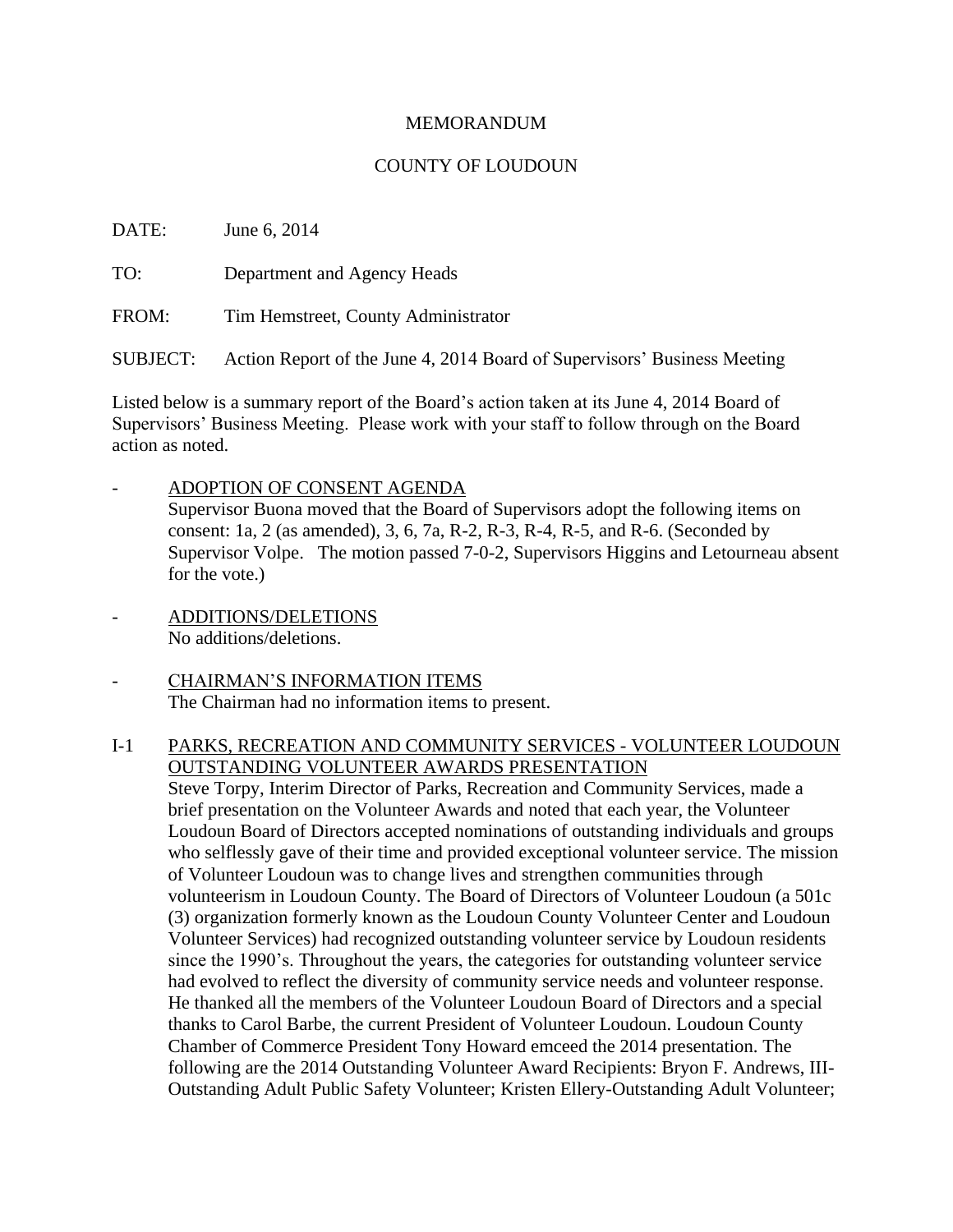MEMORANDUM

COUNTY OF LOUDOUN

DATE: June 6, 2014

TO: Department and Agency Heads

FROM: Tim Hemstreet, County Administrator

SUBJECT: Action Report of the June 4, 2014 Board of Supervisors' Business Meeting

Listed below is a summary report of the Board's action taken at its June 4, 2014 Board of Supervisors' Business Meeting. Please work with your staff to follow through on the Board action as noted.

- <u>ADOPTION OF CONSENT AGENDA</u>
  Supervisor Buona moved that the Board of Supervisors adopt the following items on consent: 1a, 2 (as amended), 3, 6, 7a, R-2, R-3, R-4, R-5, and R-6. (Seconded by Supervisor Volpe. The motion passed 7-0-2, Supervisors Higgins and Letourneau absent for the vote.)

- <u>ADDITIONS/DELETIONS</u>
  No additions/deletions.

- <u>CHAIRMAN'S INFORMATION ITEMS</u>
  The Chairman had no information items to present.

I-1 <u>PARKS, RECREATION AND COMMUNITY SERVICES - VOLUNTEER LOUDOUN OUTSTANDING VOLUNTEER AWARDS PRESENTATION</u>
Steve Torpy, Interim Director of Parks, Recreation and Community Services, made a brief presentation on the Volunteer Awards and noted that each year, the Volunteer Loudoun Board of Directors accepted nominations of outstanding individuals and groups who selflessly gave of their time and provided exceptional volunteer service. The mission of Volunteer Loudoun was to change lives and strengthen communities through volunteerism in Loudoun County. The Board of Directors of Volunteer Loudoun (a 501c (3) organization formerly known as the Loudoun County Volunteer Center and Loudoun Volunteer Services) had recognized outstanding volunteer service by Loudoun residents since the 1990's. Throughout the years, the categories for outstanding volunteer service had evolved to reflect the diversity of community service needs and volunteer response. He thanked all the members of the Volunteer Loudoun Board of Directors and a special thanks to Carol Barbe, the current President of Volunteer Loudoun. Loudoun County Chamber of Commerce President Tony Howard emceed the 2014 presentation. The following are the 2014 Outstanding Volunteer Award Recipients: Bryon F. Andrews, III-Outstanding Adult Public Safety Volunteer; Kristen Ellery-Outstanding Adult Volunteer;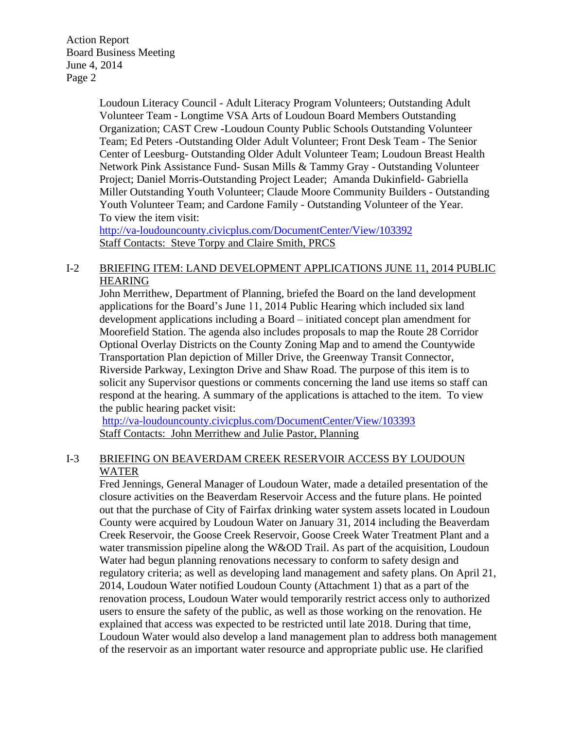Loudoun Literacy Council - Adult Literacy Program Volunteers; Outstanding Adult Volunteer Team - Longtime VSA Arts of Loudoun Board Members Outstanding Organization; CAST Crew -Loudoun County Public Schools Outstanding Volunteer Team; Ed Peters -Outstanding Older Adult Volunteer; Front Desk Team - The Senior Center of Leesburg- Outstanding Older Adult Volunteer Team; Loudoun Breast Health Network Pink Assistance Fund- Susan Mills & Tammy Gray - Outstanding Volunteer Project; Daniel Morris-Outstanding Project Leader; Amanda Dukinfield- Gabriella Miller Outstanding Youth Volunteer; Claude Moore Community Builders - Outstanding Youth Volunteer Team; and Cardone Family - Outstanding Volunteer of the Year. To view the item visit:
http://va-loudouncounty.civicplus.com/DocumentCenter/View/103392
Staff Contacts: Steve Torpy and Claire Smith, PRCS

I-2 BRIEFING ITEM: LAND DEVELOPMENT APPLICATIONS JUNE 11, 2014 PUBLIC HEARING

John Merrithew, Department of Planning, briefed the Board on the land development applications for the Board's June 11, 2014 Public Hearing which included six land development applications including a Board – initiated concept plan amendment for Moorefield Station. The agenda also includes proposals to map the Route 28 Corridor Optional Overlay Districts on the County Zoning Map and to amend the Countywide Transportation Plan depiction of Miller Drive, the Greenway Transit Connector, Riverside Parkway, Lexington Drive and Shaw Road. The purpose of this item is to solicit any Supervisor questions or comments concerning the land use items so staff can respond at the hearing. A summary of the applications is attached to the item. To view the public hearing packet visit:
http://va-loudouncounty.civicplus.com/DocumentCenter/View/103393
Staff Contacts: John Merrithew and Julie Pastor, Planning

I-3 BRIEFING ON BEAVERDAM CREEK RESERVOIR ACCESS BY LOUDOUN WATER

Fred Jennings, General Manager of Loudoun Water, made a detailed presentation of the closure activities on the Beaverdam Reservoir Access and the future plans. He pointed out that the purchase of City of Fairfax drinking water system assets located in Loudoun County were acquired by Loudoun Water on January 31, 2014 including the Beaverdam Creek Reservoir, the Goose Creek Reservoir, Goose Creek Water Treatment Plant and a water transmission pipeline along the W&OD Trail. As part of the acquisition, Loudoun Water had begun planning renovations necessary to conform to safety design and regulatory criteria; as well as developing land management and safety plans. On April 21, 2014, Loudoun Water notified Loudoun County (Attachment 1) that as a part of the renovation process, Loudoun Water would temporarily restrict access only to authorized users to ensure the safety of the public, as well as those working on the renovation. He explained that access was expected to be restricted until late 2018. During that time, Loudoun Water would also develop a land management plan to address both management of the reservoir as an important water resource and appropriate public use. He clarified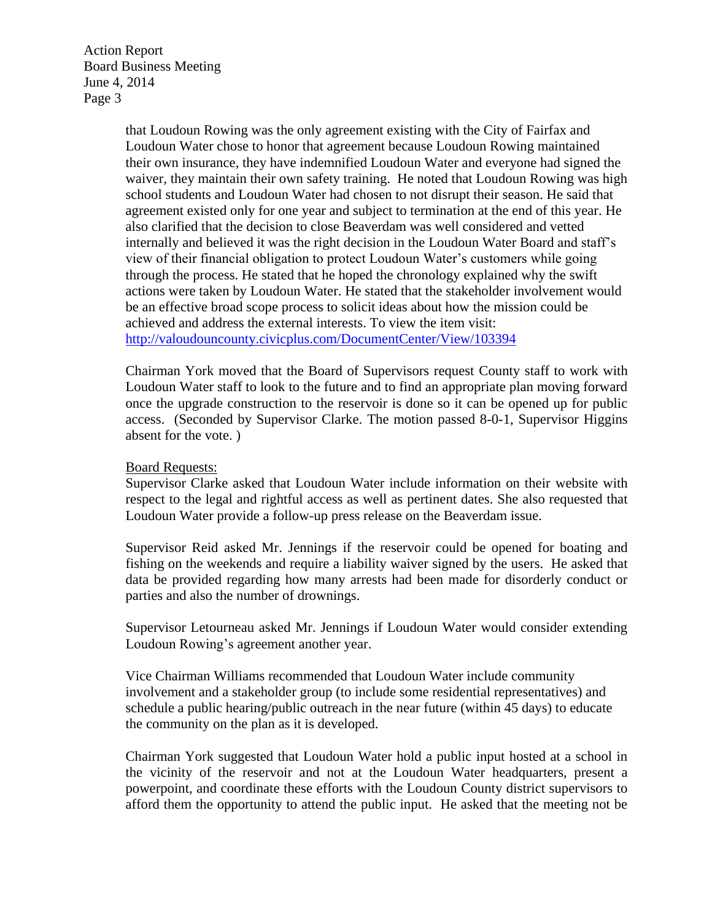that Loudoun Rowing was the only agreement existing with the City of Fairfax and Loudoun Water chose to honor that agreement because Loudoun Rowing maintained their own insurance, they have indemnified Loudoun Water and everyone had signed the waiver, they maintain their own safety training. He noted that Loudoun Rowing was high school students and Loudoun Water had chosen to not disrupt their season. He said that agreement existed only for one year and subject to termination at the end of this year. He also clarified that the decision to close Beaverdam was well considered and vetted internally and believed it was the right decision in the Loudoun Water Board and staff's view of their financial obligation to protect Loudoun Water's customers while going through the process. He stated that he hoped the chronology explained why the swift actions were taken by Loudoun Water. He stated that the stakeholder involvement would be an effective broad scope process to solicit ideas about how the mission could be achieved and address the external interests. To view the item visit: http://valoudouncounty.civicplus.com/DocumentCenter/View/103394

Chairman York moved that the Board of Supervisors request County staff to work with Loudoun Water staff to look to the future and to find an appropriate plan moving forward once the upgrade construction to the reservoir is done so it can be opened up for public access. (Seconded by Supervisor Clarke. The motion passed 8-0-1, Supervisor Higgins absent for the vote. )

Board Requests:

Supervisor Clarke asked that Loudoun Water include information on their website with respect to the legal and rightful access as well as pertinent dates. She also requested that Loudoun Water provide a follow-up press release on the Beaverdam issue.

Supervisor Reid asked Mr. Jennings if the reservoir could be opened for boating and fishing on the weekends and require a liability waiver signed by the users. He asked that data be provided regarding how many arrests had been made for disorderly conduct or parties and also the number of drownings.

Supervisor Letourneau asked Mr. Jennings if Loudoun Water would consider extending Loudoun Rowing's agreement another year.

Vice Chairman Williams recommended that Loudoun Water include community involvement and a stakeholder group (to include some residential representatives) and schedule a public hearing/public outreach in the near future (within 45 days) to educate the community on the plan as it is developed.

Chairman York suggested that Loudoun Water hold a public input hosted at a school in the vicinity of the reservoir and not at the Loudoun Water headquarters, present a powerpoint, and coordinate these efforts with the Loudoun County district supervisors to afford them the opportunity to attend the public input. He asked that the meeting not be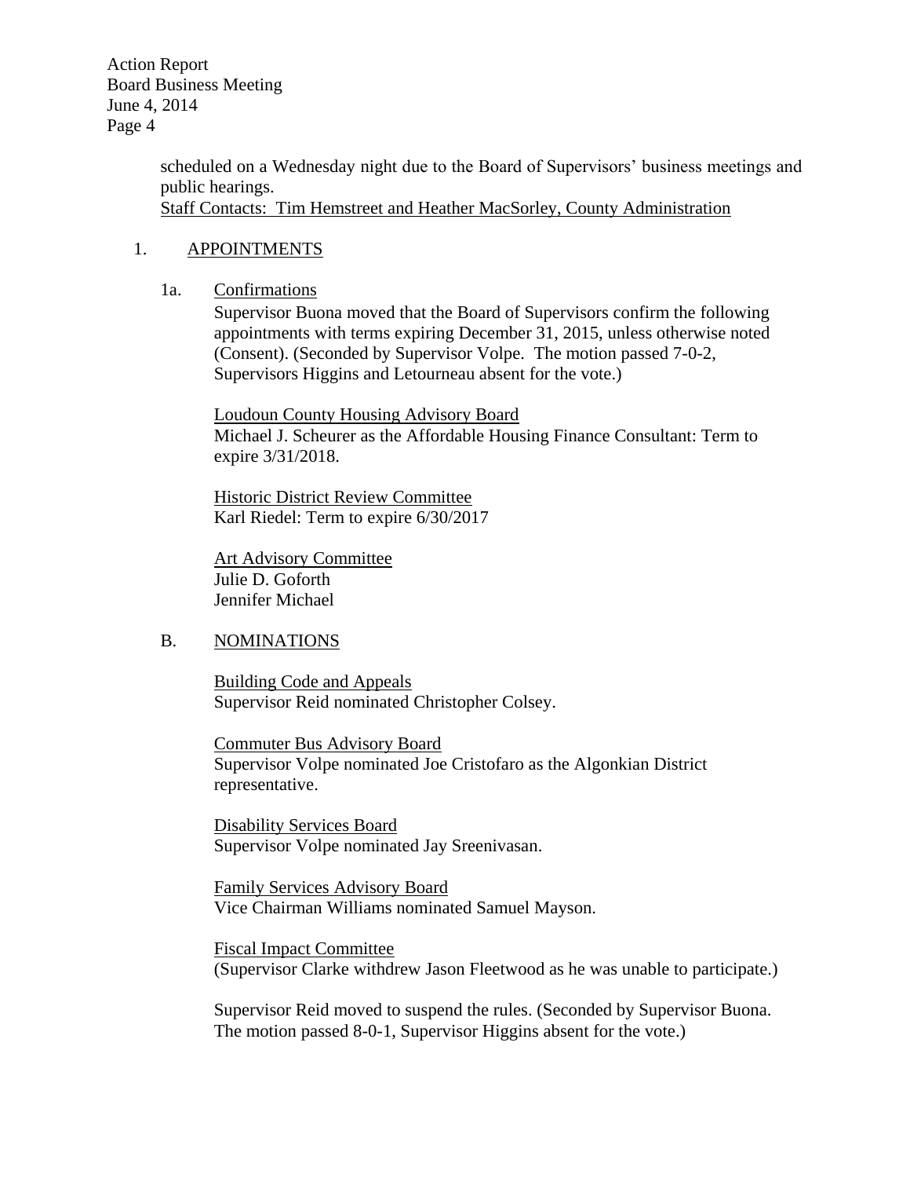scheduled on a Wednesday night due to the Board of Supervisors' business meetings and public hearings.
Staff Contacts: Tim Hemstreet and Heather MacSorley, County Administration

1. APPOINTMENTS

1a. Confirmations

Supervisor Buona moved that the Board of Supervisors confirm the following appointments with terms expiring December 31, 2015, unless otherwise noted (Consent). (Seconded by Supervisor Volpe. The motion passed 7-0-2, Supervisors Higgins and Letourneau absent for the vote.)

Loudoun County Housing Advisory Board
Michael J. Scheurer as the Affordable Housing Finance Consultant: Term to expire 3/31/2018.

Historic District Review Committee
Karl Riedel: Term to expire 6/30/2017

Art Advisory Committee
Julie D. Goforth
Jennifer Michael

B. NOMINATIONS

Building Code and Appeals
Supervisor Reid nominated Christopher Colsey.

Commuter Bus Advisory Board
Supervisor Volpe nominated Joe Cristofaro as the Algonkian District representative.

Disability Services Board
Supervisor Volpe nominated Jay Sreenivasan.

Family Services Advisory Board
Vice Chairman Williams nominated Samuel Mayson.

Fiscal Impact Committee
(Supervisor Clarke withdrew Jason Fleetwood as he was unable to participate.)

Supervisor Reid moved to suspend the rules. (Seconded by Supervisor Buona. The motion passed 8-0-1, Supervisor Higgins absent for the vote.)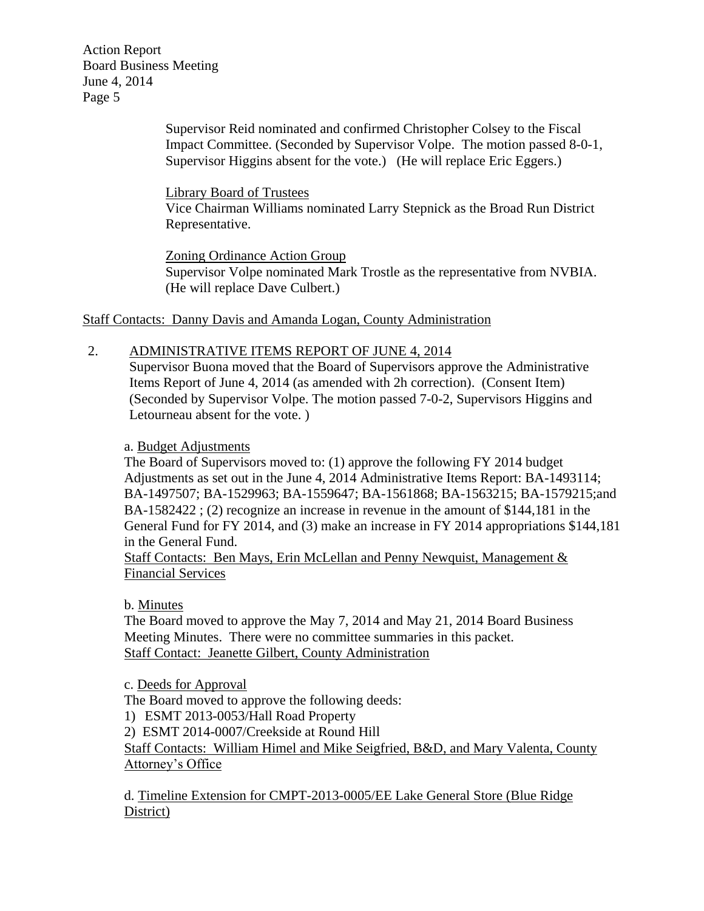Supervisor Reid nominated and confirmed Christopher Colsey to the Fiscal Impact Committee. (Seconded by Supervisor Volpe. The motion passed 8-0-1, Supervisor Higgins absent for the vote.) (He will replace Eric Eggers.)

Library Board of Trustees
Vice Chairman Williams nominated Larry Stepnick as the Broad Run District Representative.

Zoning Ordinance Action Group
Supervisor Volpe nominated Mark Trostle as the representative from NVBIA. (He will replace Dave Culbert.)

Staff Contacts: Danny Davis and Amanda Logan, County Administration

2. ADMINISTRATIVE ITEMS REPORT OF JUNE 4, 2014
Supervisor Buona moved that the Board of Supervisors approve the Administrative Items Report of June 4, 2014 (as amended with 2h correction). (Consent Item) (Seconded by Supervisor Volpe. The motion passed 7-0-2, Supervisors Higgins and Letourneau absent for the vote. )

a. Budget Adjustments
The Board of Supervisors moved to: (1) approve the following FY 2014 budget Adjustments as set out in the June 4, 2014 Administrative Items Report: BA-1493114; BA-1497507; BA-1529963; BA-1559647; BA-1561868; BA-1563215; BA-1579215;and BA-1582422 ; (2) recognize an increase in revenue in the amount of $144,181 in the General Fund for FY 2014, and (3) make an increase in FY 2014 appropriations $144,181 in the General Fund.
Staff Contacts: Ben Mays, Erin McLellan and Penny Newquist, Management & Financial Services

b. Minutes
The Board moved to approve the May 7, 2014 and May 21, 2014 Board Business Meeting Minutes. There were no committee summaries in this packet.
Staff Contact: Jeanette Gilbert, County Administration

c. Deeds for Approval
The Board moved to approve the following deeds:
1) ESMT 2013-0053/Hall Road Property
2) ESMT 2014-0007/Creekside at Round Hill
Staff Contacts: William Himel and Mike Seigfried, B&D, and Mary Valenta, County Attorney's Office

d. Timeline Extension for CMPT-2013-0005/EE Lake General Store (Blue Ridge District)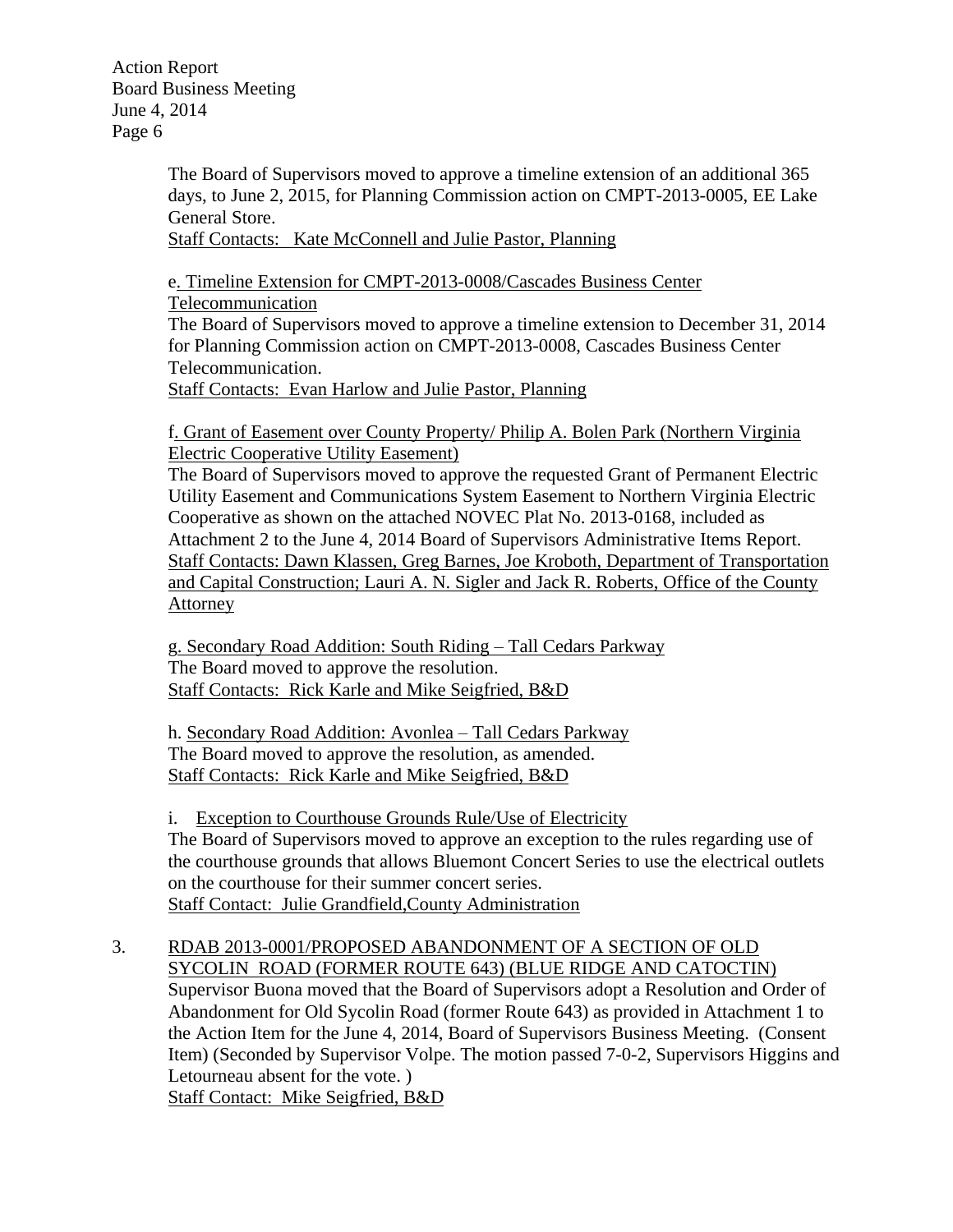The Board of Supervisors moved to approve a timeline extension of an additional 365 days, to June 2, 2015, for Planning Commission action on CMPT-2013-0005, EE Lake General Store.
Staff Contacts: Kate McConnell and Julie Pastor, Planning

e. Timeline Extension for CMPT-2013-0008/Cascades Business Center Telecommunication
The Board of Supervisors moved to approve a timeline extension to December 31, 2014 for Planning Commission action on CMPT-2013-0008, Cascades Business Center Telecommunication.
Staff Contacts: Evan Harlow and Julie Pastor, Planning

f. Grant of Easement over County Property/ Philip A. Bolen Park (Northern Virginia Electric Cooperative Utility Easement)
The Board of Supervisors moved to approve the requested Grant of Permanent Electric Utility Easement and Communications System Easement to Northern Virginia Electric Cooperative as shown on the attached NOVEC Plat No. 2013-0168, included as Attachment 2 to the June 4, 2014 Board of Supervisors Administrative Items Report.
Staff Contacts: Dawn Klassen, Greg Barnes, Joe Kroboth, Department of Transportation and Capital Construction; Lauri A. N. Sigler and Jack R. Roberts, Office of the County Attorney

g. Secondary Road Addition: South Riding – Tall Cedars Parkway
The Board moved to approve the resolution.
Staff Contacts: Rick Karle and Mike Seigfried, B&D

h. Secondary Road Addition: Avonlea – Tall Cedars Parkway
The Board moved to approve the resolution, as amended.
Staff Contacts: Rick Karle and Mike Seigfried, B&D

i. Exception to Courthouse Grounds Rule/Use of Electricity
The Board of Supervisors moved to approve an exception to the rules regarding use of the courthouse grounds that allows Bluemont Concert Series to use the electrical outlets on the courthouse for their summer concert series.
Staff Contact: Julie Grandfield,County Administration

3. RDAB 2013-0001/PROPOSED ABANDONMENT OF A SECTION OF OLD SYCOLIN ROAD (FORMER ROUTE 643) (BLUE RIDGE AND CATOCTIN)
Supervisor Buona moved that the Board of Supervisors adopt a Resolution and Order of Abandonment for Old Sycolin Road (former Route 643) as provided in Attachment 1 to the Action Item for the June 4, 2014, Board of Supervisors Business Meeting. (Consent Item) (Seconded by Supervisor Volpe. The motion passed 7-0-2, Supervisors Higgins and Letourneau absent for the vote. )
Staff Contact: Mike Seigfried, B&D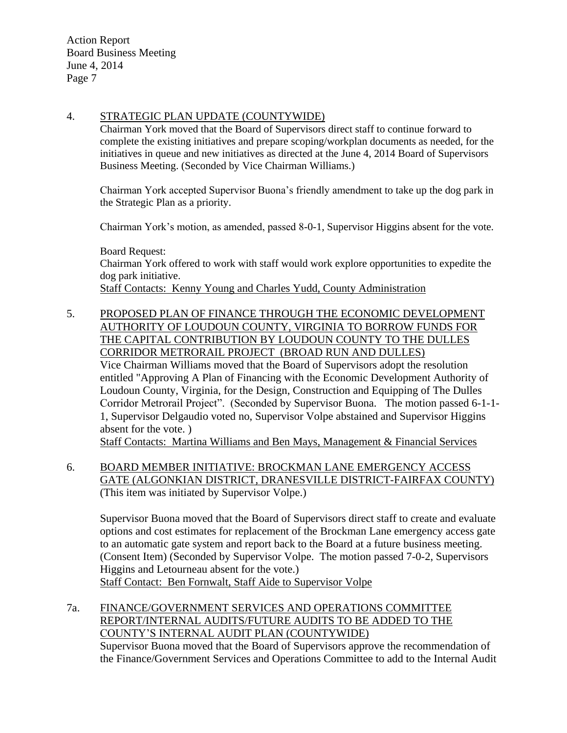4. <u>STRATEGIC PLAN UPDATE (COUNTYWIDE)</u>

Chairman York moved that the Board of Supervisors direct staff to continue forward to complete the existing initiatives and prepare scoping/workplan documents as needed, for the initiatives in queue and new initiatives as directed at the June 4, 2014 Board of Supervisors Business Meeting. (Seconded by Vice Chairman Williams.)

Chairman York accepted Supervisor Buona's friendly amendment to take up the dog park in the Strategic Plan as a priority.

Chairman York's motion, as amended, passed 8-0-1, Supervisor Higgins absent for the vote.

Board Request:
Chairman York offered to work with staff would work explore opportunities to expedite the dog park initiative.
<u>Staff Contacts: Kenny Young and Charles Yudd, County Administration</u>

5. <u>PROPOSED PLAN OF FINANCE THROUGH THE ECONOMIC DEVELOPMENT AUTHORITY OF LOUDOUN COUNTY, VIRGINIA TO BORROW FUNDS FOR THE CAPITAL CONTRIBUTION BY LOUDOUN COUNTY TO THE DULLES CORRIDOR METRORAIL PROJECT (BROAD RUN AND DULLES)</u>

Vice Chairman Williams moved that the Board of Supervisors adopt the resolution entitled "Approving A Plan of Financing with the Economic Development Authority of Loudoun County, Virginia, for the Design, Construction and Equipping of The Dulles Corridor Metrorail Project". (Seconded by Supervisor Buona. The motion passed 6-1-1-1, Supervisor Delgaudio voted no, Supervisor Volpe abstained and Supervisor Higgins absent for the vote. )
<u>Staff Contacts: Martina Williams and Ben Mays, Management & Financial Services</u>

6. <u>BOARD MEMBER INITIATIVE: BROCKMAN LANE EMERGENCY ACCESS GATE (ALGONKIAN DISTRICT, DRANESVILLE DISTRICT-FAIRFAX COUNTY)</u>
(This item was initiated by Supervisor Volpe.)

Supervisor Buona moved that the Board of Supervisors direct staff to create and evaluate options and cost estimates for replacement of the Brockman Lane emergency access gate to an automatic gate system and report back to the Board at a future business meeting. (Consent Item) (Seconded by Supervisor Volpe. The motion passed 7-0-2, Supervisors Higgins and Letourneau absent for the vote.)
<u>Staff Contact: Ben Fornwalt, Staff Aide to Supervisor Volpe</u>

7a. <u>FINANCE/GOVERNMENT SERVICES AND OPERATIONS COMMITTEE REPORT/INTERNAL AUDITS/FUTURE AUDITS TO BE ADDED TO THE COUNTY'S INTERNAL AUDIT PLAN (COUNTYWIDE)</u>

Supervisor Buona moved that the Board of Supervisors approve the recommendation of the Finance/Government Services and Operations Committee to add to the Internal Audit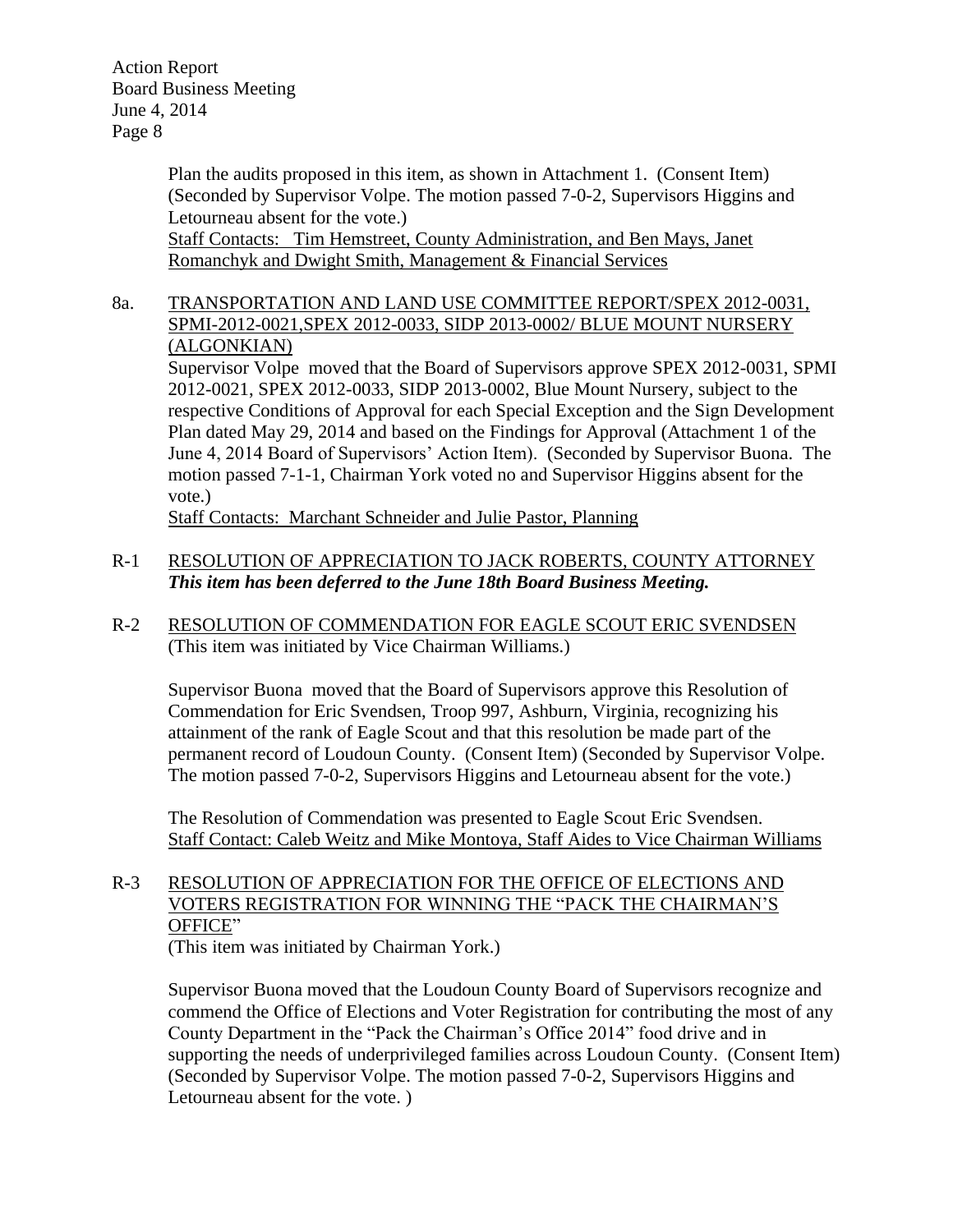Plan the audits proposed in this item, as shown in Attachment 1. (Consent Item) (Seconded by Supervisor Volpe. The motion passed 7-0-2, Supervisors Higgins and Letourneau absent for the vote.)
Staff Contacts: Tim Hemstreet, County Administration, and Ben Mays, Janet Romanchyk and Dwight Smith, Management & Financial Services

8a. TRANSPORTATION AND LAND USE COMMITTEE REPORT/SPEX 2012-0031, SPMI-2012-0021,SPEX 2012-0033, SIDP 2013-0002/ BLUE MOUNT NURSERY (ALGONKIAN)

Supervisor Volpe moved that the Board of Supervisors approve SPEX 2012-0031, SPMI 2012-0021, SPEX 2012-0033, SIDP 2013-0002, Blue Mount Nursery, subject to the respective Conditions of Approval for each Special Exception and the Sign Development Plan dated May 29, 2014 and based on the Findings for Approval (Attachment 1 of the June 4, 2014 Board of Supervisors' Action Item). (Seconded by Supervisor Buona. The motion passed 7-1-1, Chairman York voted no and Supervisor Higgins absent for the vote.)
Staff Contacts: Marchant Schneider and Julie Pastor, Planning

R-1 RESOLUTION OF APPRECIATION TO JACK ROBERTS, COUNTY ATTORNEY
***This item has been deferred to the June 18th Board Business Meeting.***

R-2 RESOLUTION OF COMMENDATION FOR EAGLE SCOUT ERIC SVENDSEN
(This item was initiated by Vice Chairman Williams.)

Supervisor Buona moved that the Board of Supervisors approve this Resolution of Commendation for Eric Svendsen, Troop 997, Ashburn, Virginia, recognizing his attainment of the rank of Eagle Scout and that this resolution be made part of the permanent record of Loudoun County. (Consent Item) (Seconded by Supervisor Volpe. The motion passed 7-0-2, Supervisors Higgins and Letourneau absent for the vote.)

The Resolution of Commendation was presented to Eagle Scout Eric Svendsen.
Staff Contact: Caleb Weitz and Mike Montoya, Staff Aides to Vice Chairman Williams

R-3 RESOLUTION OF APPRECIATION FOR THE OFFICE OF ELECTIONS AND VOTERS REGISTRATION FOR WINNING THE "PACK THE CHAIRMAN'S OFFICE"
(This item was initiated by Chairman York.)

Supervisor Buona moved that the Loudoun County Board of Supervisors recognize and commend the Office of Elections and Voter Registration for contributing the most of any County Department in the "Pack the Chairman's Office 2014" food drive and in supporting the needs of underprivileged families across Loudoun County. (Consent Item) (Seconded by Supervisor Volpe. The motion passed 7-0-2, Supervisors Higgins and Letourneau absent for the vote. )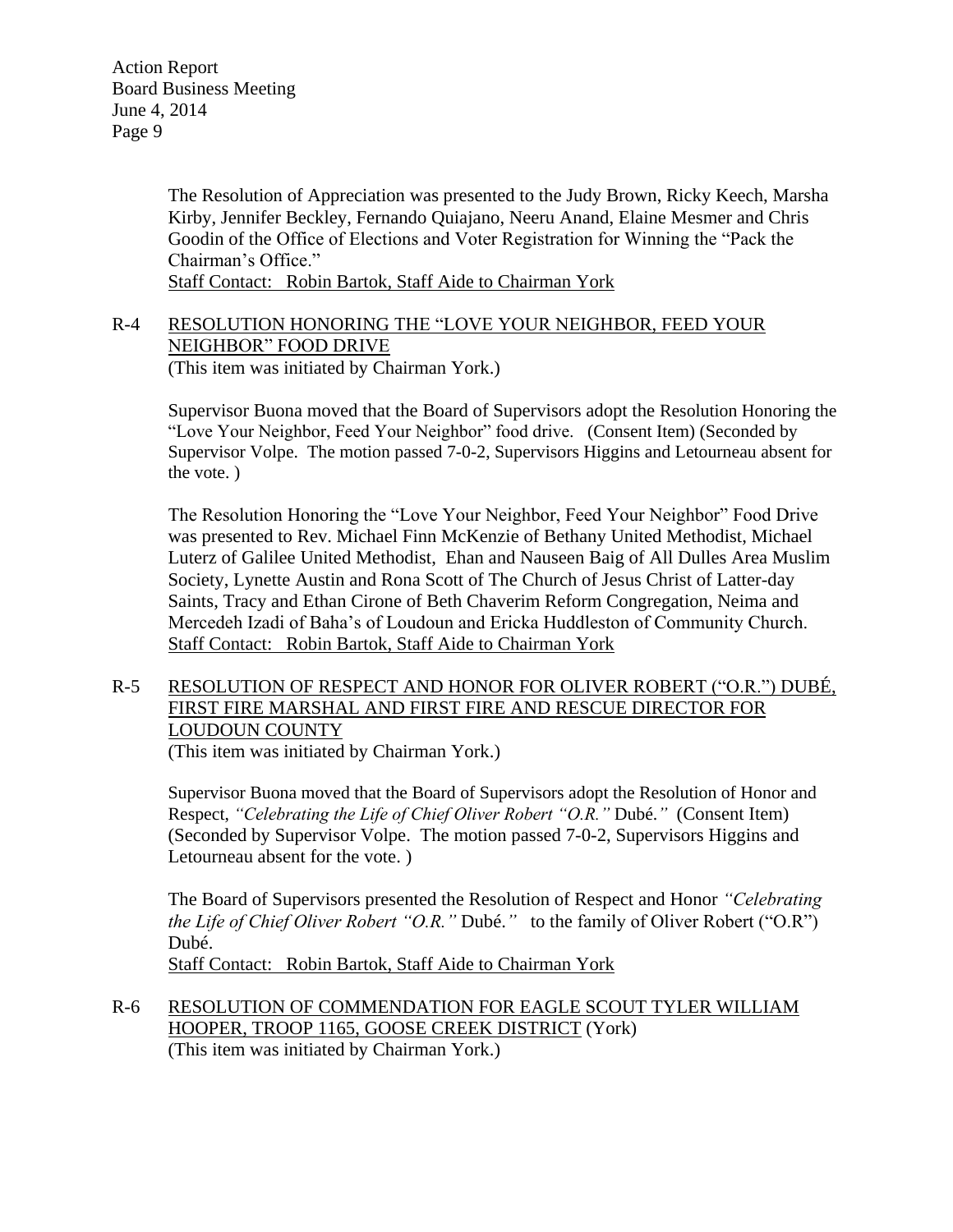The Resolution of Appreciation was presented to the Judy Brown, Ricky Keech, Marsha Kirby, Jennifer Beckley, Fernando Quiajano, Neeru Anand, Elaine Mesmer and Chris Goodin of the Office of Elections and Voter Registration for Winning the "Pack the Chairman's Office."
Staff Contact: Robin Bartok, Staff Aide to Chairman York

R-4 RESOLUTION HONORING THE "LOVE YOUR NEIGHBOR, FEED YOUR NEIGHBOR" FOOD DRIVE
(This item was initiated by Chairman York.)

Supervisor Buona moved that the Board of Supervisors adopt the Resolution Honoring the "Love Your Neighbor, Feed Your Neighbor" food drive. (Consent Item) (Seconded by Supervisor Volpe. The motion passed 7-0-2, Supervisors Higgins and Letourneau absent for the vote. )

The Resolution Honoring the "Love Your Neighbor, Feed Your Neighbor" Food Drive was presented to Rev. Michael Finn McKenzie of Bethany United Methodist, Michael Luterz of Galilee United Methodist, Ehan and Nauseen Baig of All Dulles Area Muslim Society, Lynette Austin and Rona Scott of The Church of Jesus Christ of Latter-day Saints, Tracy and Ethan Cirone of Beth Chaverim Reform Congregation, Neima and Mercedeh Izadi of Baha's of Loudoun and Ericka Huddleston of Community Church.
Staff Contact: Robin Bartok, Staff Aide to Chairman York

R-5 RESOLUTION OF RESPECT AND HONOR FOR OLIVER ROBERT ("O.R.") DUBÉ, FIRST FIRE MARSHAL AND FIRST FIRE AND RESCUE DIRECTOR FOR LOUDOUN COUNTY
(This item was initiated by Chairman York.)

Supervisor Buona moved that the Board of Supervisors adopt the Resolution of Honor and Respect, *"Celebrating the Life of Chief Oliver Robert "O.R."* Dubé*."* (Consent Item) (Seconded by Supervisor Volpe. The motion passed 7-0-2, Supervisors Higgins and Letourneau absent for the vote. )

The Board of Supervisors presented the Resolution of Respect and Honor *"Celebrating the Life of Chief Oliver Robert "O.R."* Dubé*."* to the family of Oliver Robert ("O.R") Dubé.
Staff Contact: Robin Bartok, Staff Aide to Chairman York

R-6 RESOLUTION OF COMMENDATION FOR EAGLE SCOUT TYLER WILLIAM HOOPER, TROOP 1165, GOOSE CREEK DISTRICT (York)
(This item was initiated by Chairman York.)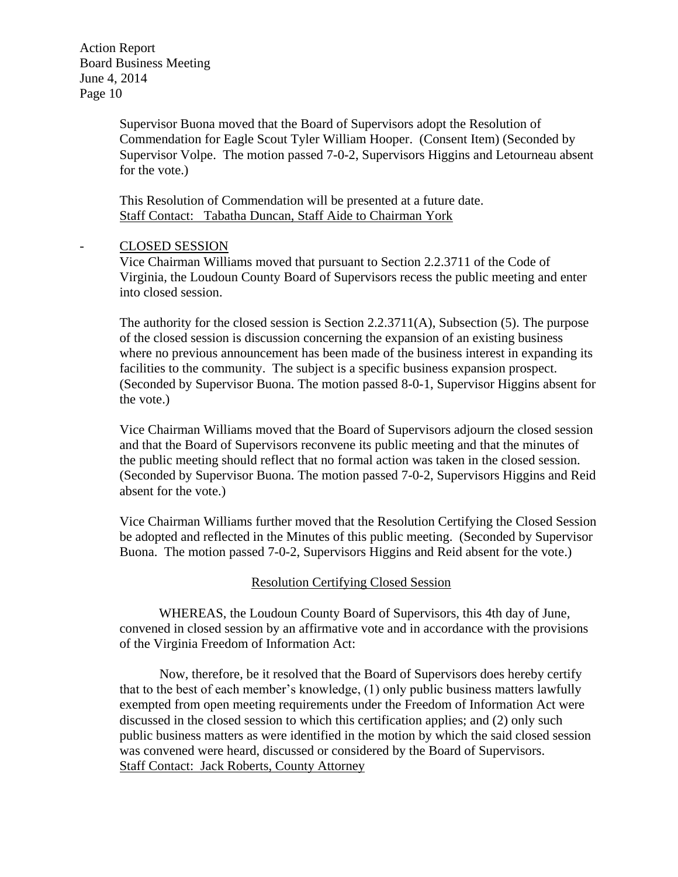Supervisor Buona moved that the Board of Supervisors adopt the Resolution of Commendation for Eagle Scout Tyler William Hooper. (Consent Item) (Seconded by Supervisor Volpe. The motion passed 7-0-2, Supervisors Higgins and Letourneau absent for the vote.)

This Resolution of Commendation will be presented at a future date.
Staff Contact: Tabatha Duncan, Staff Aide to Chairman York

- CLOSED SESSION

Vice Chairman Williams moved that pursuant to Section 2.2.3711 of the Code of Virginia, the Loudoun County Board of Supervisors recess the public meeting and enter into closed session.

The authority for the closed session is Section 2.2.3711(A), Subsection (5). The purpose of the closed session is discussion concerning the expansion of an existing business where no previous announcement has been made of the business interest in expanding its facilities to the community. The subject is a specific business expansion prospect. (Seconded by Supervisor Buona. The motion passed 8-0-1, Supervisor Higgins absent for the vote.)

Vice Chairman Williams moved that the Board of Supervisors adjourn the closed session and that the Board of Supervisors reconvene its public meeting and that the minutes of the public meeting should reflect that no formal action was taken in the closed session. (Seconded by Supervisor Buona. The motion passed 7-0-2, Supervisors Higgins and Reid absent for the vote.)

Vice Chairman Williams further moved that the Resolution Certifying the Closed Session be adopted and reflected in the Minutes of this public meeting. (Seconded by Supervisor Buona. The motion passed 7-0-2, Supervisors Higgins and Reid absent for the vote.)

Resolution Certifying Closed Session

WHEREAS, the Loudoun County Board of Supervisors, this 4th day of June, convened in closed session by an affirmative vote and in accordance with the provisions of the Virginia Freedom of Information Act:

Now, therefore, be it resolved that the Board of Supervisors does hereby certify that to the best of each member's knowledge, (1) only public business matters lawfully exempted from open meeting requirements under the Freedom of Information Act were discussed in the closed session to which this certification applies; and (2) only such public business matters as were identified in the motion by which the said closed session was convened were heard, discussed or considered by the Board of Supervisors.
Staff Contact: Jack Roberts, County Attorney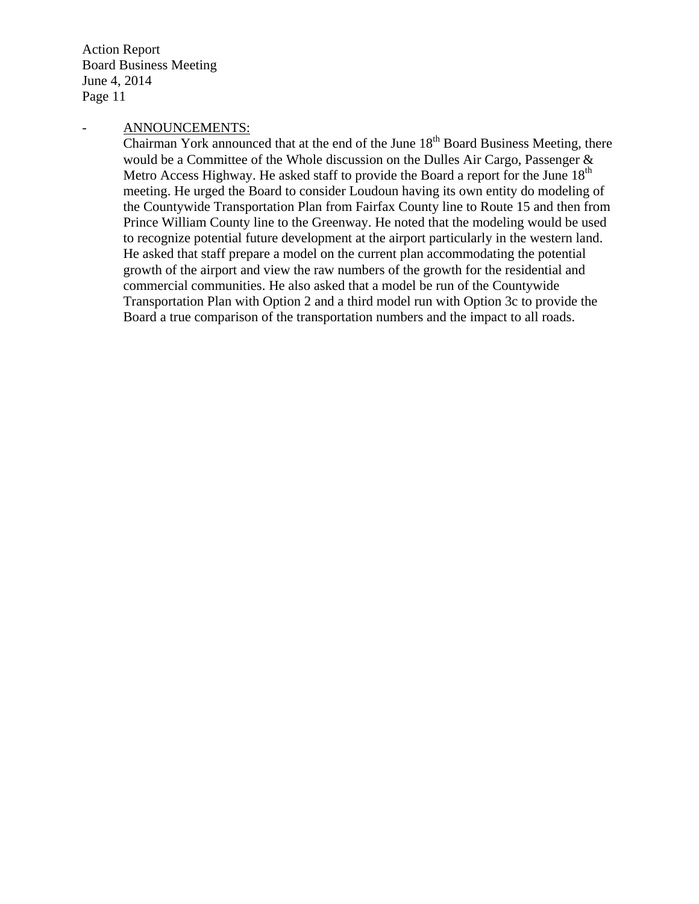- <u>ANNOUNCEMENTS:</u>

  Chairman York announced that at the end of the June 18th Board Business Meeting, there would be a Committee of the Whole discussion on the Dulles Air Cargo, Passenger & Metro Access Highway. He asked staff to provide the Board a report for the June 18th meeting. He urged the Board to consider Loudoun having its own entity do modeling of the Countywide Transportation Plan from Fairfax County line to Route 15 and then from Prince William County line to the Greenway. He noted that the modeling would be used to recognize potential future development at the airport particularly in the western land. He asked that staff prepare a model on the current plan accommodating the potential growth of the airport and view the raw numbers of the growth for the residential and commercial communities. He also asked that a model be run of the Countywide Transportation Plan with Option 2 and a third model run with Option 3c to provide the Board a true comparison of the transportation numbers and the impact to all roads.